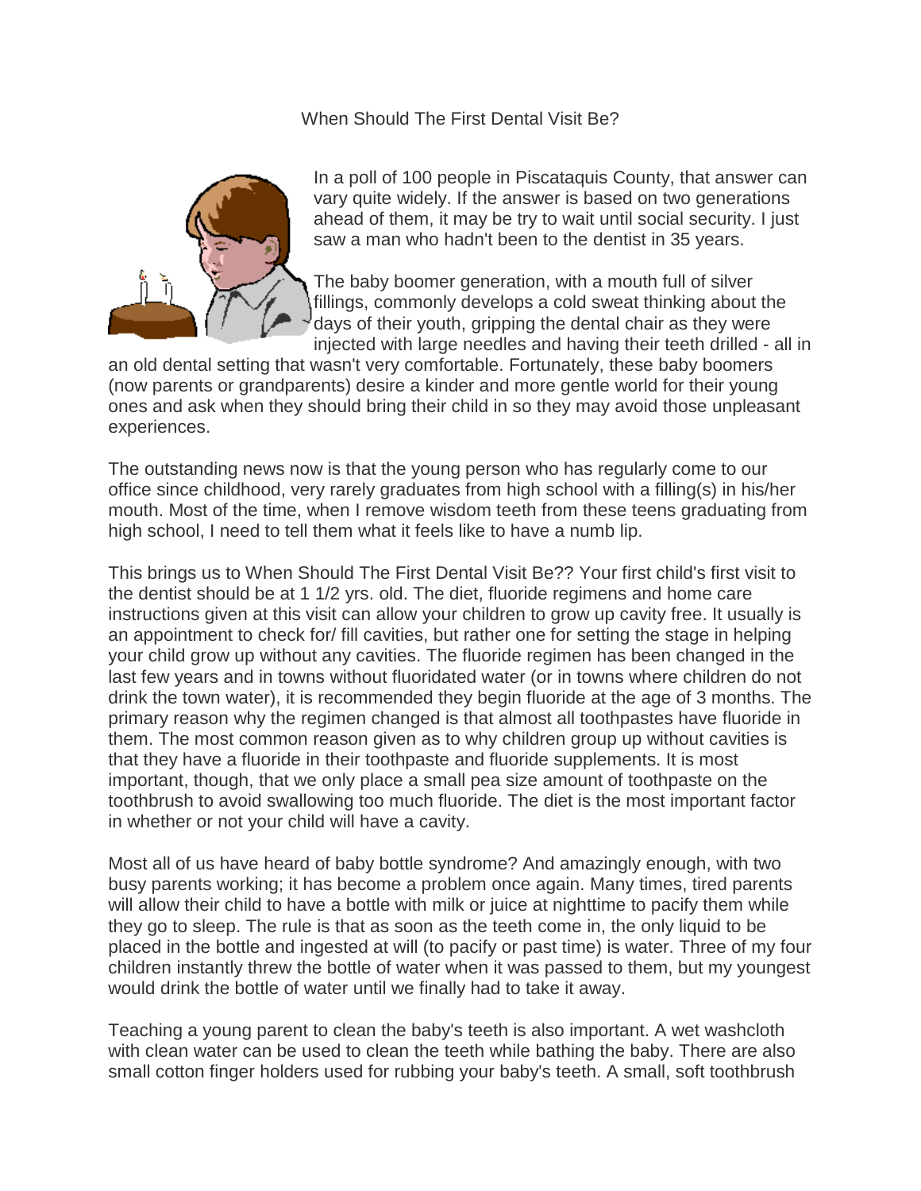# When Should The First Dental Visit Be?

In a poll of 100 people in Piscataquis County, that answer can vary quite widely. If the answer is based on two generations ahead of them, it may be try to wait until social security. I just saw a man who hadn't been to the dentist in 35 years.

The baby boomer generation, with a mouth full of silver fillings, commonly develops a cold sweat thinking about the days of their youth, gripping the dental chair as they were injected with large needles and having their teeth drilled - all in an old dental setting that wasn't very comfortable. Fortunately, these baby boomers (now parents or grandparents) desire a kinder and more gentle world for their young ones and ask when they should bring their child in so they may avoid those unpleasant experiences.

The outstanding news now is that the young person who has regularly come to our office since childhood, very rarely graduates from high school with a filling(s) in his/her mouth. Most of the time, when I remove wisdom teeth from these teens graduating from high school, I need to tell them what it feels like to have a numb lip.

This brings us to When Should The First Dental Visit Be?? Your first child's first visit to the dentist should be at 1 1/2 yrs. old. The diet, fluoride regimens and home care instructions given at this visit can allow your children to grow up cavity free. It usually is an appointment to check for/ fill cavities, but rather one for setting the stage in helping your child grow up without any cavities. The fluoride regimen has been changed in the last few years and in towns without fluoridated water (or in towns where children do not drink the town water), it is recommended they begin fluoride at the age of 3 months. The primary reason why the regimen changed is that almost all toothpastes have fluoride in them. The most common reason given as to why children group up without cavities is that they have a fluoride in their toothpaste and fluoride supplements. It is most important, though, that we only place a small pea size amount of toothpaste on the toothbrush to avoid swallowing too much fluoride. The diet is the most important factor in whether or not your child will have a cavity.

Most all of us have heard of baby bottle syndrome? And amazingly enough, with two busy parents working; it has become a problem once again. Many times, tired parents will allow their child to have a bottle with milk or juice at nighttime to pacify them while they go to sleep. The rule is that as soon as the teeth come in, the only liquid to be placed in the bottle and ingested at will (to pacify or past time) is water. Three of my four children instantly threw the bottle of water when it was passed to them, but my youngest would drink the bottle of water until we finally had to take it away.

Teaching a young parent to clean the baby's teeth is also important. A wet washcloth with clean water can be used to clean the teeth while bathing the baby. There are also small cotton finger holders used for rubbing your baby's teeth. A small, soft toothbrush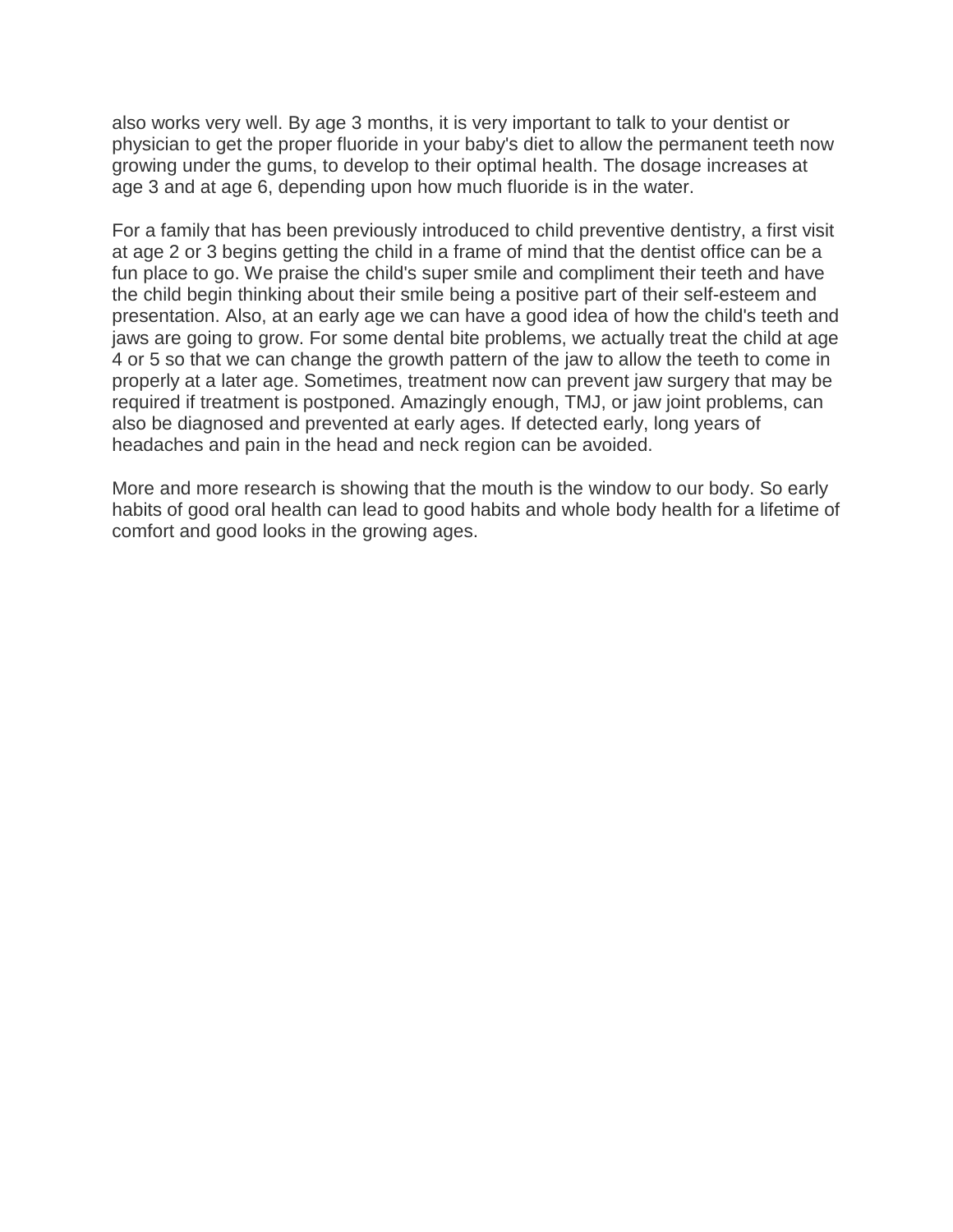also works very well. By age 3 months, it is very important to talk to your dentist or physician to get the proper fluoride in your baby's diet to allow the permanent teeth now growing under the gums, to develop to their optimal health. The dosage increases at age 3 and at age 6, depending upon how much fluoride is in the water.

For a family that has been previously introduced to child preventive dentistry, a first visit at age 2 or 3 begins getting the child in a frame of mind that the dentist office can be a fun place to go. We praise the child's super smile and compliment their teeth and have the child begin thinking about their smile being a positive part of their self-esteem and presentation. Also, at an early age we can have a good idea of how the child's teeth and jaws are going to grow. For some dental bite problems, we actually treat the child at age 4 or 5 so that we can change the growth pattern of the jaw to allow the teeth to come in properly at a later age. Sometimes, treatment now can prevent jaw surgery that may be required if treatment is postponed. Amazingly enough, TMJ, or jaw joint problems, can also be diagnosed and prevented at early ages. If detected early, long years of headaches and pain in the head and neck region can be avoided.

More and more research is showing that the mouth is the window to our body. So early habits of good oral health can lead to good habits and whole body health for a lifetime of comfort and good looks in the growing ages.